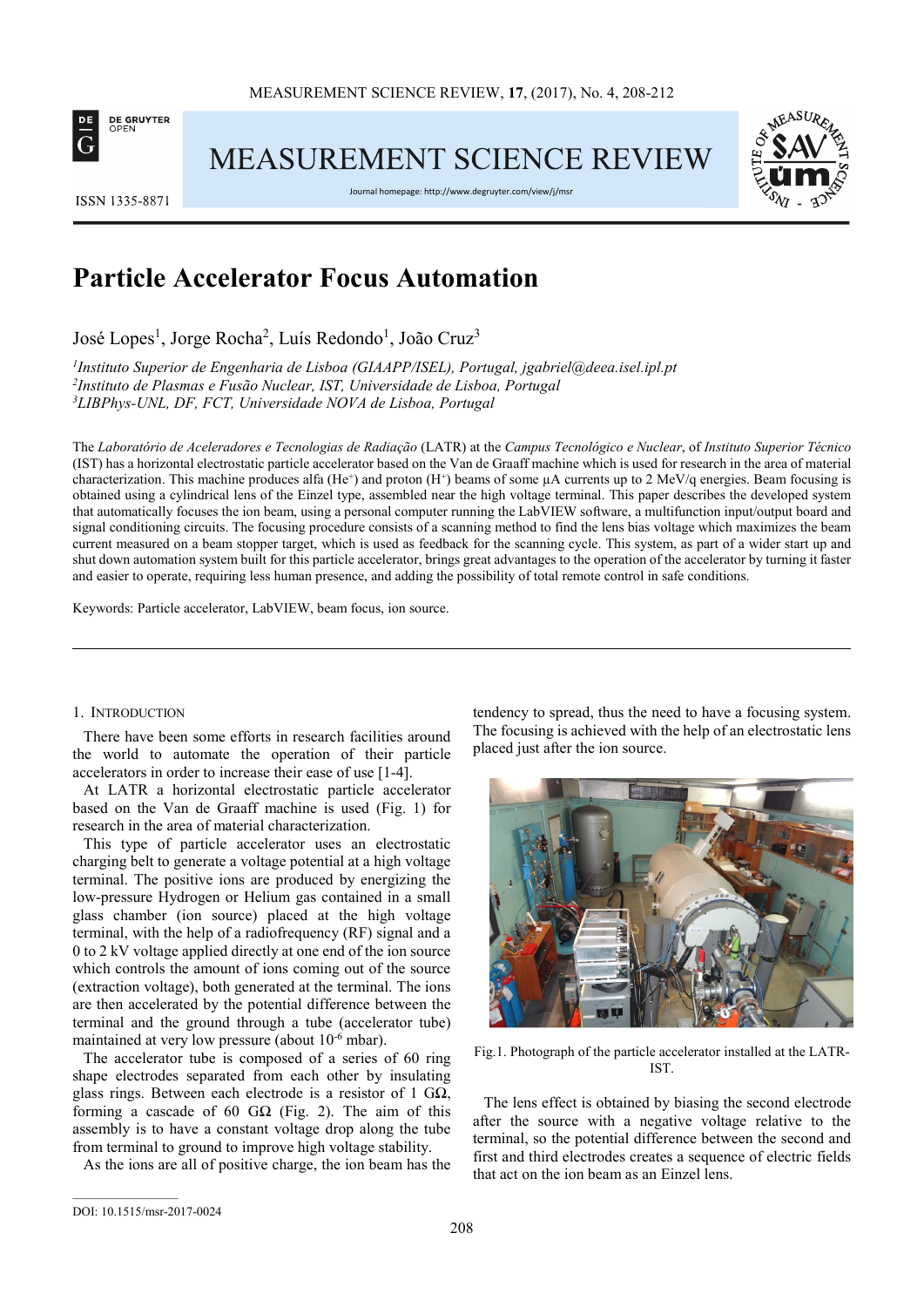# Particle Accelerator Focus Automation

José Lopes[1], Jorge Rocha[2], Luís Redondo[1], João Cruz[3]

[1]*Instituto Superior de Engenharia de Lisboa (GIAAPP/ISEL), Portugal, jgabriel@deea.isel.ipl.pt*
[2]*Instituto de Plasmas e Fusão Nuclear, IST, Universidade de Lisboa, Portugal*
[3]*LIBPhys-UNL, DF, FCT, Universidade NOVA de Lisboa, Portugal*

The *Laboratório de Aceleradores e Tecnologias de Radiação* (LATR) at the *Campus Tecnológico e Nuclear*, of *Instituto Superior Técnico* (IST) has a horizontal electrostatic particle accelerator based on the Van de Graaff machine which is used for research in the area of material characterization. This machine produces alfa ($He^+$) and proton ($H^+$) beams of some µA currents up to 2 MeV/q energies. Beam focusing is obtained using a cylindrical lens of the Einzel type, assembled near the high voltage terminal. This paper describes the developed system that automatically focuses the ion beam, using a personal computer running the LabVIEW software, a multifunction input/output board and signal conditioning circuits. The focusing procedure consists of a scanning method to find the lens bias voltage which maximizes the beam current measured on a beam stopper target, which is used as feedback for the scanning cycle. This system, as part of a wider start up and shut down automation system built for this particle accelerator, brings great advantages to the operation of the accelerator by turning it faster and easier to operate, requiring less human presence, and adding the possibility of total remote control in safe conditions.

Keywords: Particle accelerator, LabVIEW, beam focus, ion source.

## 1. Introduction

There have been some efforts in research facilities around the world to automate the operation of their particle accelerators in order to increase their ease of use [1-4].

At LATR a horizontal electrostatic particle accelerator based on the Van de Graaff machine is used (Fig. 1) for research in the area of material characterization.

This type of particle accelerator uses an electrostatic charging belt to generate a voltage potential at a high voltage terminal. The positive ions are produced by energizing the low-pressure Hydrogen or Helium gas contained in a small glass chamber (ion source) placed at the high voltage terminal, with the help of a radiofrequency (RF) signal and a 0 to 2 kV voltage applied directly at one end of the ion source which controls the amount of ions coming out of the source (extraction voltage), both generated at the terminal. The ions are then accelerated by the potential difference between the terminal and the ground through a tube (accelerator tube) maintained at very low pressure (about $10^{-6}$ mbar).

The accelerator tube is composed of a series of 60 ring shape electrodes separated from each other by insulating glass rings. Between each electrode is a resistor of 1 GΩ, forming a cascade of 60 GΩ (Fig. 2). The aim of this assembly is to have a constant voltage drop along the tube from terminal to ground to improve high voltage stability.

As the ions are all of positive charge, the ion beam has the tendency to spread, thus the need to have a focusing system. The focusing is achieved with the help of an electrostatic lens placed just after the ion source.

Fig.1. Photograph of the particle accelerator installed at the LATR-IST.

The lens effect is obtained by biasing the second electrode after the source with a negative voltage relative to the terminal, so the potential difference between the second and first and third electrodes creates a sequence of electric fields that act on the ion beam as an Einzel lens.

DOI: 10.1515/msr-2017-0024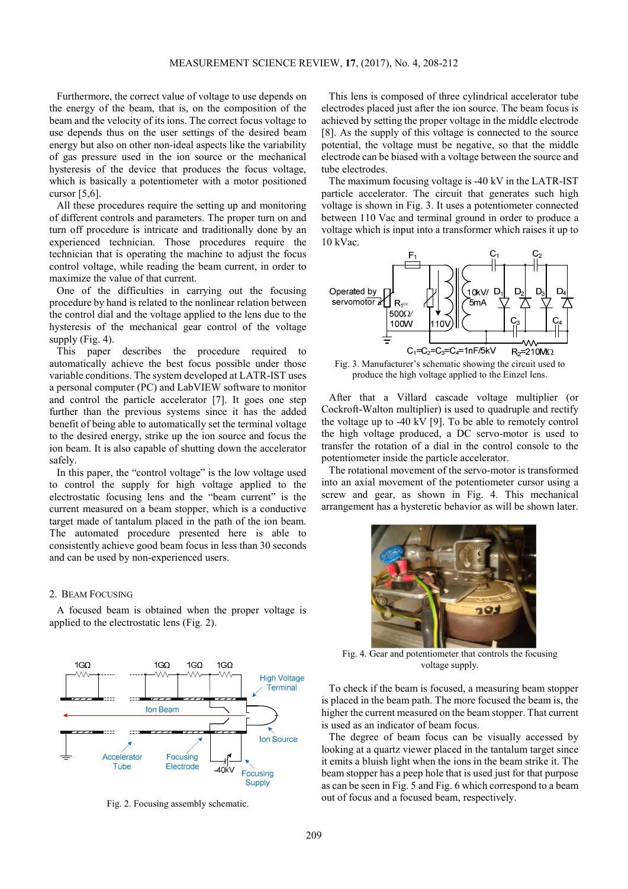Furthermore, the correct value of voltage to use depends on the energy of the beam, that is, on the composition of the beam and the velocity of its ions. The correct focus voltage to use depends thus on the user settings of the desired beam energy but also on other non-ideal aspects like the variability of gas pressure used in the ion source or the mechanical hysteresis of the device that produces the focus voltage, which is basically a potentiometer with a motor positioned cursor [5,6].

All these procedures require the setting up and monitoring of different controls and parameters. The proper turn on and turn off procedure is intricate and traditionally done by an experienced technician. Those procedures require the technician that is operating the machine to adjust the focus control voltage, while reading the beam current, in order to maximize the value of that current.

One of the difficulties in carrying out the focusing procedure by hand is related to the nonlinear relation between the control dial and the voltage applied to the lens due to the hysteresis of the mechanical gear control of the voltage supply (Fig. 4).

This paper describes the procedure required to automatically achieve the best focus possible under those variable conditions. The system developed at LATR-IST uses a personal computer (PC) and LabVIEW software to monitor and control the particle accelerator [7]. It goes one step further than the previous systems since it has the added benefit of being able to automatically set the terminal voltage to the desired energy, strike up the ion source and focus the ion beam. It is also capable of shutting down the accelerator safely.

In this paper, the "control voltage" is the low voltage used to control the supply for high voltage applied to the electrostatic focusing lens and the "beam current" is the current measured on a beam stopper, which is a conductive target made of tantalum placed in the path of the ion beam. The automated procedure presented here is able to consistently achieve good beam focus in less than 30 seconds and can be used by non-experienced users.

## 2. Beam Focusing

A focused beam is obtained when the proper voltage is applied to the electrostatic lens (Fig. 2).

Fig. 2. Focusing assembly schematic.

This lens is composed of three cylindrical accelerator tube electrodes placed just after the ion source. The beam focus is achieved by setting the proper voltage in the middle electrode [8]. As the supply of this voltage is connected to the source potential, the voltage must be negative, so that the middle electrode can be biased with a voltage between the source and tube electrodes.

The maximum focusing voltage is -40 kV in the LATR-IST particle accelerator. The circuit that generates such high voltage is shown in Fig. 3. It uses a potentiometer connected between 110 Vac and terminal ground in order to produce a voltage which is input into a transformer which raises it up to 10 kVac.

Fig. 3. Manufacturer's schematic showing the circuit used to produce the high voltage applied to the Einzel lens.

After that a Villard cascade voltage multiplier (or Cockroft-Walton multiplier) is used to quadruple and rectify the voltage up to -40 kV [9]. To be able to remotely control the high voltage produced, a DC servo-motor is used to transfer the rotation of a dial in the control console to the potentiometer inside the particle accelerator.

The rotational movement of the servo-motor is transformed into an axial movement of the potentiometer cursor using a screw and gear, as shown in Fig. 4. This mechanical arrangement has a hysteretic behavior as will be shown later.

Fig. 4. Gear and potentiometer that controls the focusing voltage supply.

To check if the beam is focused, a measuring beam stopper is placed in the beam path. The more focused the beam is, the higher the current measured on the beam stopper. That current is used as an indicator of beam focus.

The degree of beam focus can be visually accessed by looking at a quartz viewer placed in the tantalum target since it emits a bluish light when the ions in the beam strike it. The beam stopper has a peep hole that is used just for that purpose as can be seen in Fig. 5 and Fig. 6 which correspond to a beam out of focus and a focused beam, respectively.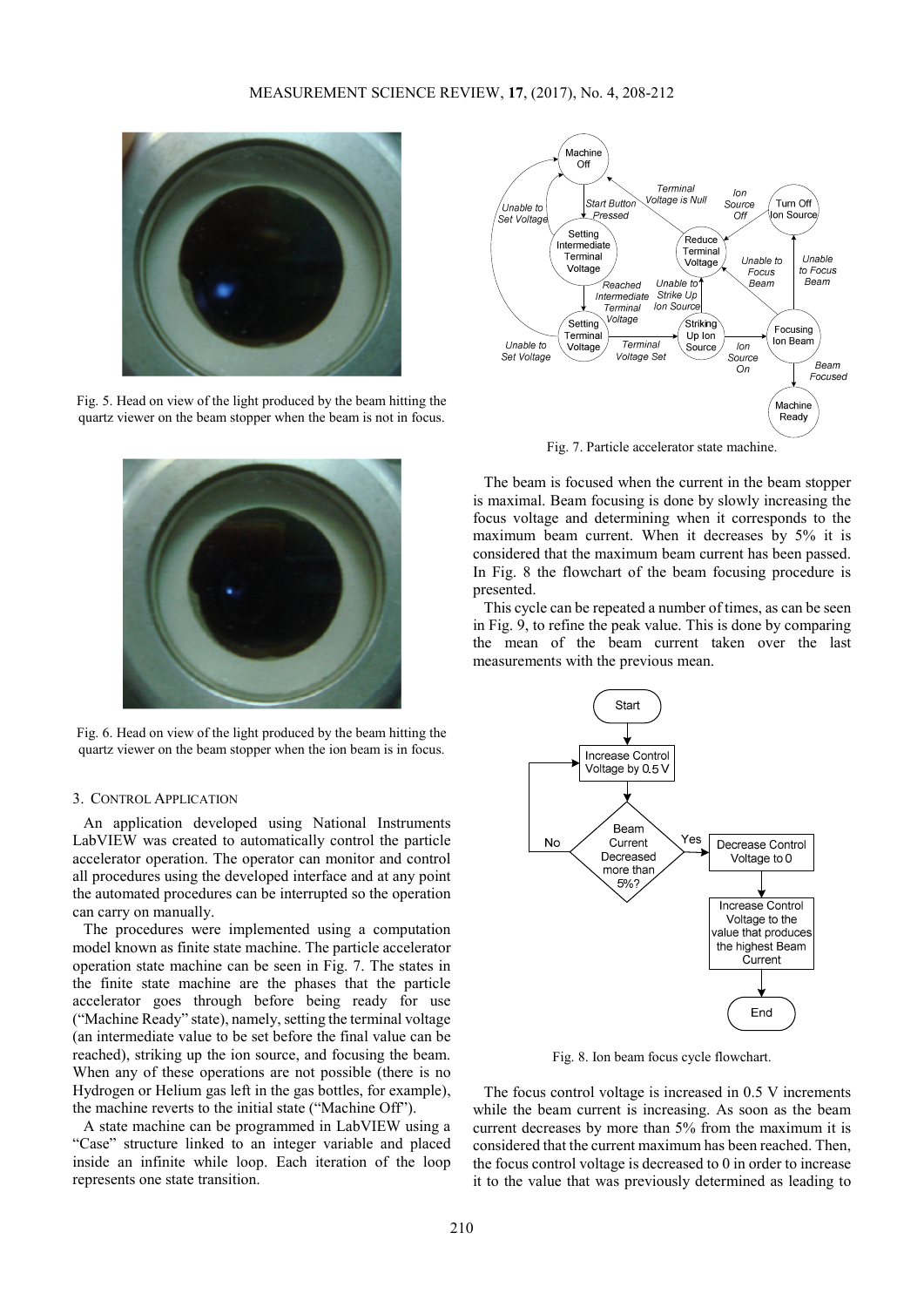Fig. 5. Head on view of the light produced by the beam hitting the quartz viewer on the beam stopper when the beam is not in focus.

Fig. 6. Head on view of the light produced by the beam hitting the quartz viewer on the beam stopper when the ion beam is in focus.

## 3. Control Application

An application developed using National Instruments LabVIEW was created to automatically control the particle accelerator operation. The operator can monitor and control all procedures using the developed interface and at any point the automated procedures can be interrupted so the operation can carry on manually.

The procedures were implemented using a computation model known as finite state machine. The particle accelerator operation state machine can be seen in Fig. 7. The states in the finite state machine are the phases that the particle accelerator goes through before being ready for use ("Machine Ready" state), namely, setting the terminal voltage (an intermediate value to be set before the final value can be reached), striking up the ion source, and focusing the beam. When any of these operations are not possible (there is no Hydrogen or Helium gas left in the gas bottles, for example), the machine reverts to the initial state ("Machine Off").

A state machine can be programmed in LabVIEW using a "Case" structure linked to an integer variable and placed inside an infinite while loop. Each iteration of the loop represents one state transition.

Fig. 7. Particle accelerator state machine.

The beam is focused when the current in the beam stopper is maximal. Beam focusing is done by slowly increasing the focus voltage and determining when it corresponds to the maximum beam current. When it decreases by 5% it is considered that the maximum beam current has been passed. In Fig. 8 the flowchart of the beam focusing procedure is presented.

This cycle can be repeated a number of times, as can be seen in Fig. 9, to refine the peak value. This is done by comparing the mean of the beam current taken over the last measurements with the previous mean.

Fig. 8. Ion beam focus cycle flowchart.

The focus control voltage is increased in 0.5 V increments while the beam current is increasing. As soon as the beam current decreases by more than 5% from the maximum it is considered that the current maximum has been reached. Then, the focus control voltage is decreased to 0 in order to increase it to the value that was previously determined as leading to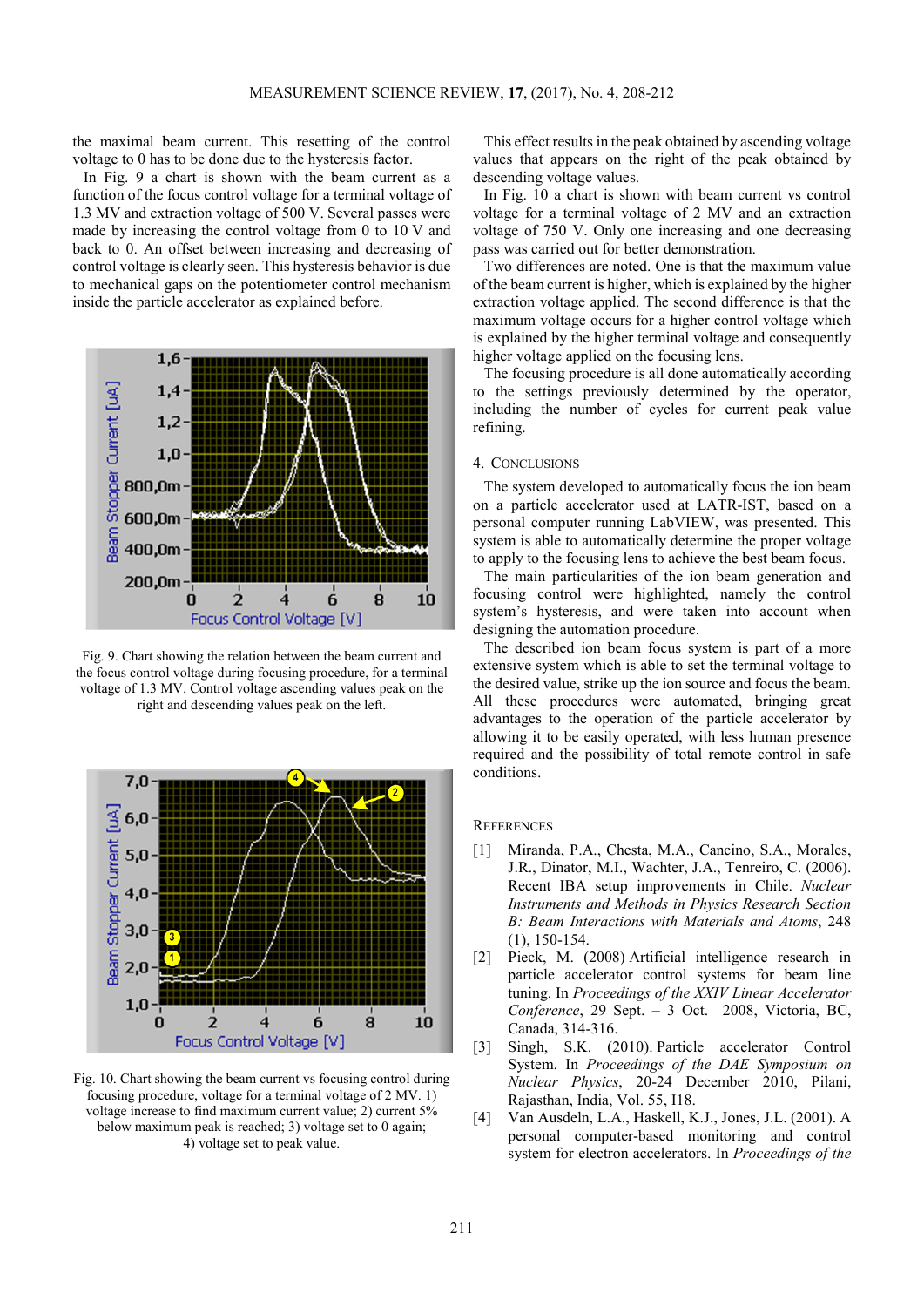the maximal beam current. This resetting of the control voltage to 0 has to be done due to the hysteresis factor.

In Fig. 9 a chart is shown with the beam current as a function of the focus control voltage for a terminal voltage of 1.3 MV and extraction voltage of 500 V. Several passes were made by increasing the control voltage from 0 to 10 V and back to 0. An offset between increasing and decreasing of control voltage is clearly seen. This hysteresis behavior is due to mechanical gaps on the potentiometer control mechanism inside the particle accelerator as explained before.

Fig. 9. Chart showing the relation between the beam current and the focus control voltage during focusing procedure, for a terminal voltage of 1.3 MV. Control voltage ascending values peak on the right and descending values peak on the left.

Fig. 10. Chart showing the beam current vs focusing control during focusing procedure, voltage for a terminal voltage of 2 MV. 1) voltage increase to find maximum current value; 2) current 5% below maximum peak is reached; 3) voltage set to 0 again; 4) voltage set to peak value.

This effect results in the peak obtained by ascending voltage values that appears on the right of the peak obtained by descending voltage values.

In Fig. 10 a chart is shown with beam current vs control voltage for a terminal voltage of 2 MV and an extraction voltage of 750 V. Only one increasing and one decreasing pass was carried out for better demonstration.

Two differences are noted. One is that the maximum value of the beam current is higher, which is explained by the higher extraction voltage applied. The second difference is that the maximum voltage occurs for a higher control voltage which is explained by the higher terminal voltage and consequently higher voltage applied on the focusing lens.

The focusing procedure is all done automatically according to the settings previously determined by the operator, including the number of cycles for current peak value refining.

## 4. Conclusions

The system developed to automatically focus the ion beam on a particle accelerator used at LATR-IST, based on a personal computer running LabVIEW, was presented. This system is able to automatically determine the proper voltage to apply to the focusing lens to achieve the best beam focus.

The main particularities of the ion beam generation and focusing control were highlighted, namely the control system's hysteresis, and were taken into account when designing the automation procedure.

The described ion beam focus system is part of a more extensive system which is able to set the terminal voltage to the desired value, strike up the ion source and focus the beam. All these procedures were automated, bringing great advantages to the operation of the particle accelerator by allowing it to be easily operated, with less human presence required and the possibility of total remote control in safe conditions.

## References

[1] Miranda, P.A., Chesta, M.A., Cancino, S.A., Morales, J.R., Dinator, M.I., Wachter, J.A., Tenreiro, C. (2006). Recent IBA setup improvements in Chile. *Nuclear Instruments and Methods in Physics Research Section B: Beam Interactions with Materials and Atoms*, 248 (1), 150-154.

[2] Pieck, M. (2008) Artificial intelligence research in particle accelerator control systems for beam line tuning. In *Proceedings of the XXIV Linear Accelerator Conference*, 29 Sept. – 3 Oct. 2008, Victoria, BC, Canada, 314-316.

[3] Singh, S.K. (2010). Particle accelerator Control System. In *Proceedings of the DAE Symposium on Nuclear Physics*, 20-24 December 2010, Pilani, Rajasthan, India, Vol. 55, I18.

[4] Van Ausdeln, L.A., Haskell, K.J., Jones, J.L. (2001). A personal computer-based monitoring and control system for electron accelerators. In *Proceedings of the*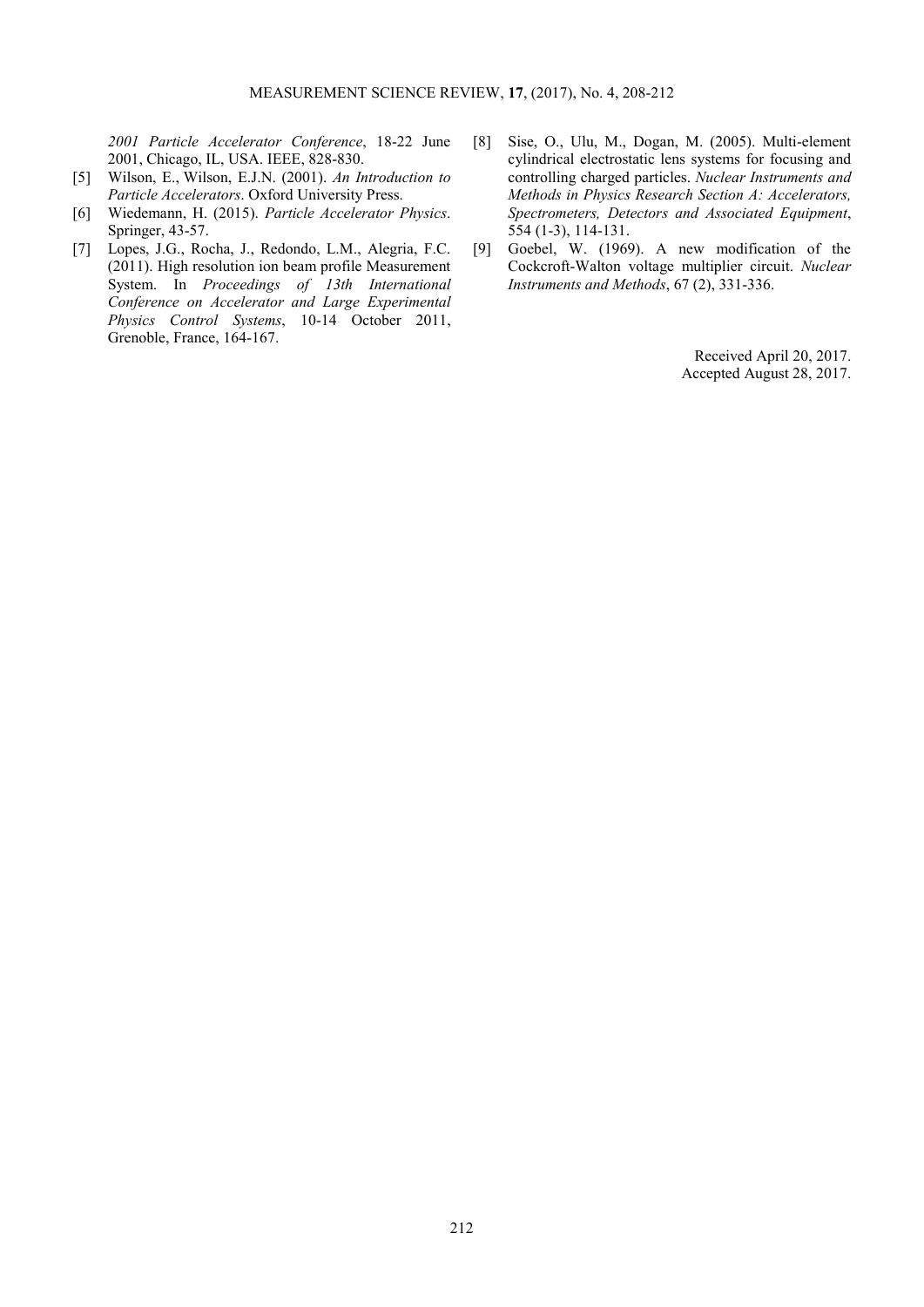*2001 Particle Accelerator Conference*, 18-22 June 2001, Chicago, IL, USA. IEEE, 828-830.

[5] Wilson, E., Wilson, E.J.N. (2001). *An Introduction to Particle Accelerators*. Oxford University Press.

[6] Wiedemann, H. (2015). *Particle Accelerator Physics*. Springer, 43-57.

[7] Lopes, J.G., Rocha, J., Redondo, L.M., Alegria, F.C. (2011). High resolution ion beam profile Measurement System. In *Proceedings of 13th International Conference on Accelerator and Large Experimental Physics Control Systems*, 10-14 October 2011, Grenoble, France, 164-167.

[8] Sise, O., Ulu, M., Dogan, M. (2005). Multi-element cylindrical electrostatic lens systems for focusing and controlling charged particles. *Nuclear Instruments and Methods in Physics Research Section A: Accelerators, Spectrometers, Detectors and Associated Equipment*, 554 (1-3), 114-131.

[9] Goebel, W. (1969). A new modification of the Cockcroft-Walton voltage multiplier circuit. *Nuclear Instruments and Methods*, 67 (2), 331-336.

Received April 20, 2017.
Accepted August 28, 2017.